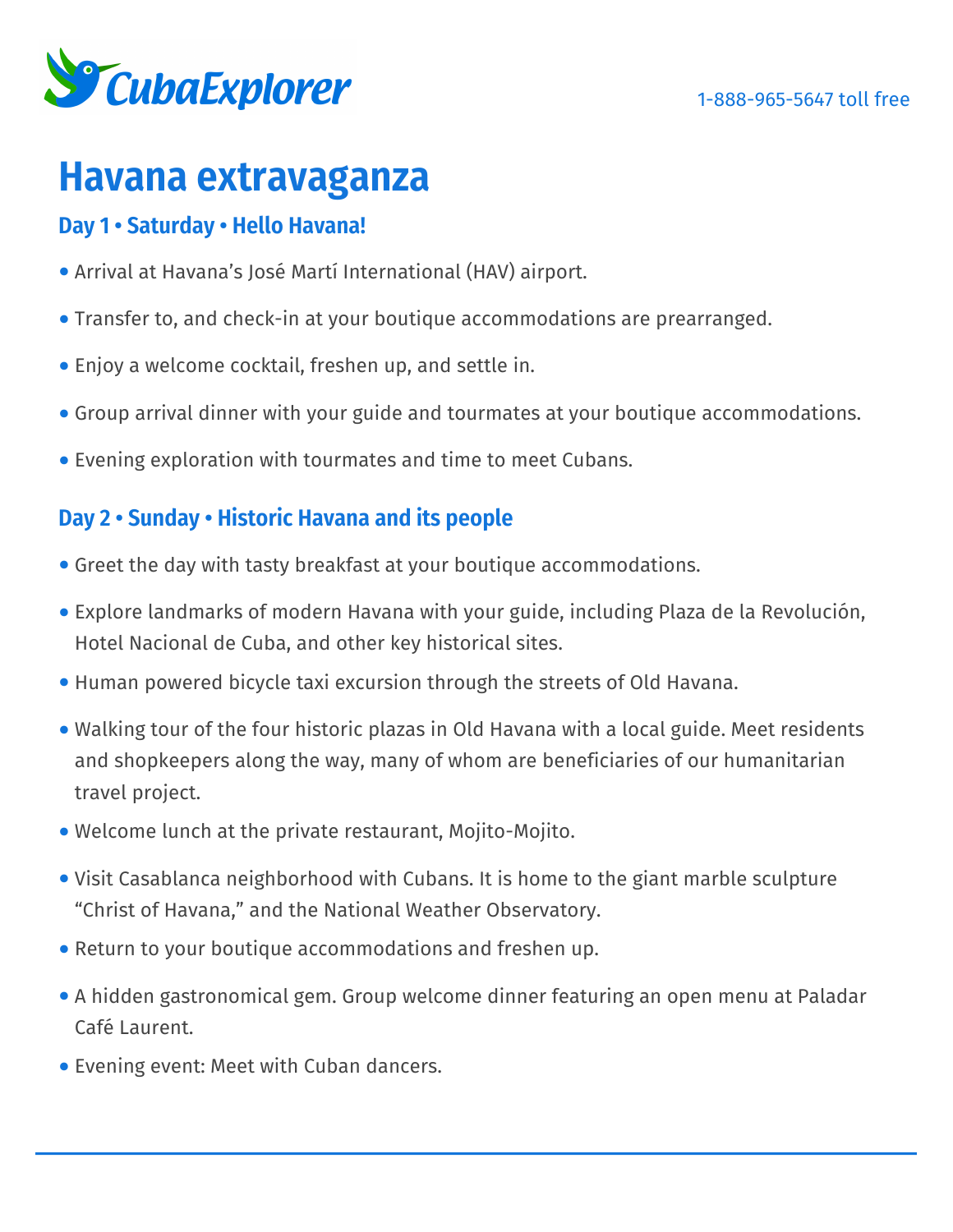CubaExplorer

1-888-965-5647 toll free

# Havana extravaganza

### Day 1 • Saturday • Hello Havana!

- Arrival at Havana's José Martí International (HAV) airport.
- Transfer to, and check-in at your boutique accommodations are prearranged.
- Enjoy a welcome cocktail, freshen up, and settle in.
- Group arrival dinner with your guide and tourmates at your boutique accommodations.
- Evening exploration with tourmates and time to meet Cubans.

### Day 2 • Sunday • Historic Havana and its people

- Greet the day with tasty breakfast at your boutique accommodations.
- Explore landmarks of modern Havana with your guide, including Plaza de la Revolución, Hotel Nacional de Cuba, and other key historical sites.
- Human powered bicycle taxi excursion through the streets of Old Havana.
- Walking tour of the four historic plazas in Old Havana with a local guide. Meet residents and shopkeepers along the way, many of whom are beneficiaries of our humanitarian travel project.
- Welcome lunch at the private restaurant, Mojito-Mojito.
- Visit Casablanca neighborhood with Cubans. It is home to the giant marble sculpture "Christ of Havana," and the National Weather Observatory.
- Return to your boutique accommodations and freshen up.
- A hidden gastronomical gem. Group welcome dinner featuring an open menu at Paladar Café Laurent.
- Evening event: Meet with Cuban dancers.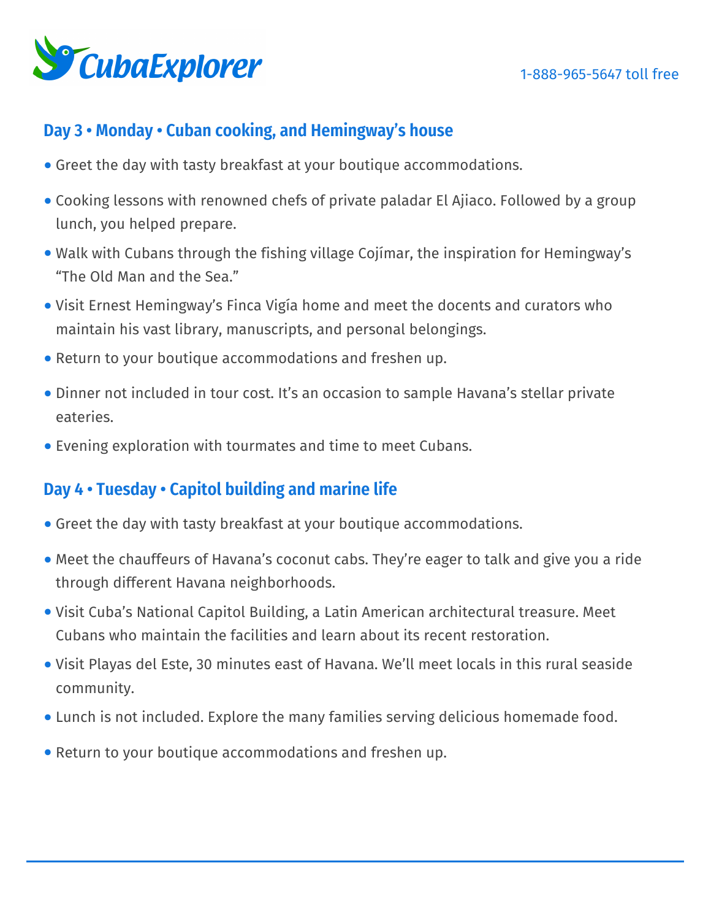## Day 3 • Monday • Cuban cooking, and Hemingway's house

- Greet the day with tasty breakfast at your boutique accommodations.
- Cooking lessons with renowned chefs of private paladar El Ajiaco. Followed by a group lunch, you helped prepare.
- Walk with Cubans through the fishing village Cojímar, the inspiration for Hemingway's "The Old Man and the Sea."
- Visit Ernest Hemingway's Finca Vigía home and meet the docents and curators who maintain his vast library, manuscripts, and personal belongings.
- Return to your boutique accommodations and freshen up.
- Dinner not included in tour cost. It's an occasion to sample Havana's stellar private eateries.
- Evening exploration with tourmates and time to meet Cubans.

## Day 4 • Tuesday • Capitol building and marine life

- Greet the day with tasty breakfast at your boutique accommodations.
- Meet the chauffeurs of Havana's coconut cabs. They're eager to talk and give you a ride through different Havana neighborhoods.
- Visit Cuba's National Capitol Building, a Latin American architectural treasure. Meet Cubans who maintain the facilities and learn about its recent restoration.
- Visit Playas del Este, 30 minutes east of Havana. We'll meet locals in this rural seaside community.
- Lunch is not included. Explore the many families serving delicious homemade food.
- Return to your boutique accommodations and freshen up.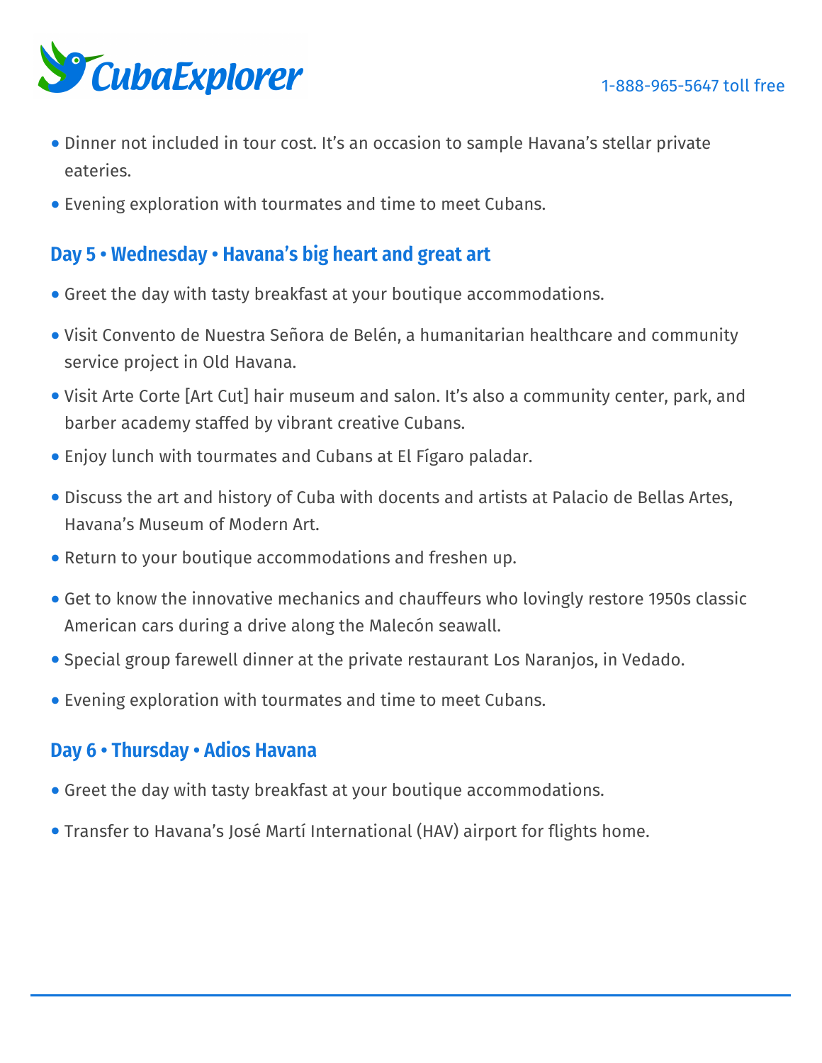- Dinner not included in tour cost. It's an occasion to sample Havana's stellar private eateries.
- Evening exploration with tourmates and time to meet Cubans.

### Day 5 • Wednesday • Havana's big heart and great art

- Greet the day with tasty breakfast at your boutique accommodations.
- Visit Convento de Nuestra Señora de Belén, a humanitarian healthcare and community service project in Old Havana.
- Visit Arte Corte [Art Cut] hair museum and salon. It's also a community center, park, and barber academy staffed by vibrant creative Cubans.
- Enjoy lunch with tourmates and Cubans at El Fígaro paladar.
- Discuss the art and history of Cuba with docents and artists at Palacio de Bellas Artes, Havana's Museum of Modern Art.
- Return to your boutique accommodations and freshen up.
- Get to know the innovative mechanics and chauffeurs who lovingly restore 1950s classic American cars during a drive along the Malecón seawall.
- Special group farewell dinner at the private restaurant Los Naranjos, in Vedado.
- Evening exploration with tourmates and time to meet Cubans.

### Day 6 • Thursday • Adios Havana

- Greet the day with tasty breakfast at your boutique accommodations.
- Transfer to Havana's José Martí International (HAV) airport for flights home.